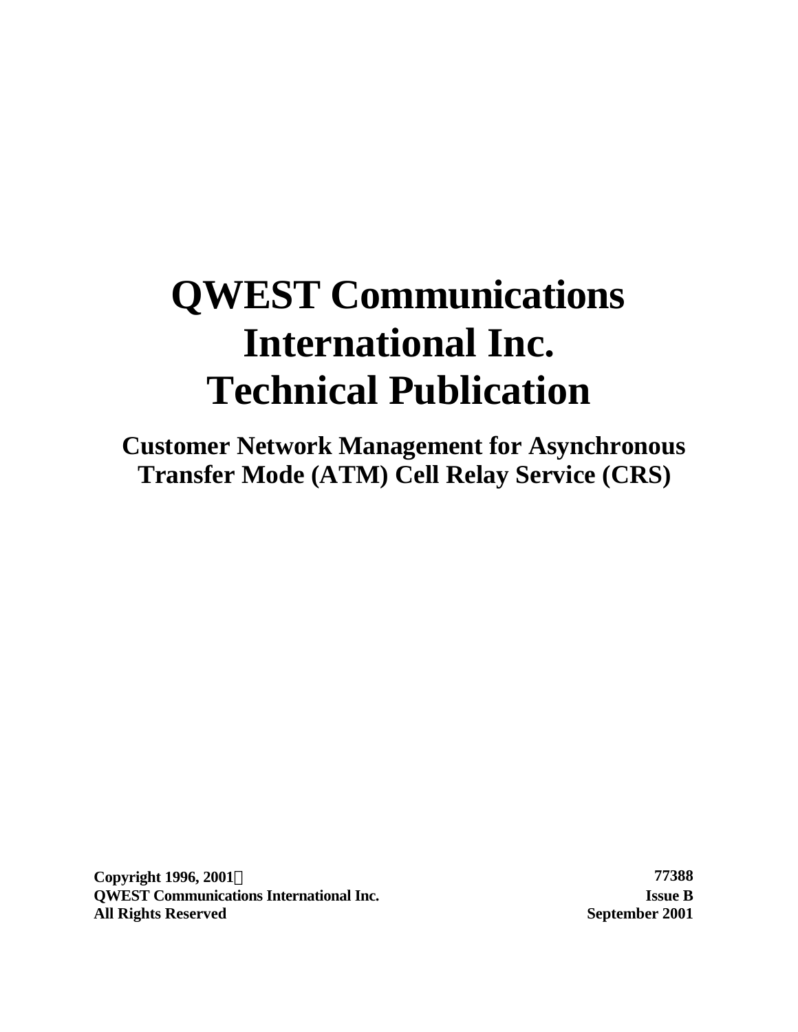# QWEST Communications International Inc. Technical Publication

## Customer Network Management for Asynchronous Transfer Mode (ATM) Cell Relay Service (CRS)

**Copyright 1996, 2001©**
**QWEST Communications International Inc.**
**All Rights Reserved**

**77388**
**Issue B**
**September 2001**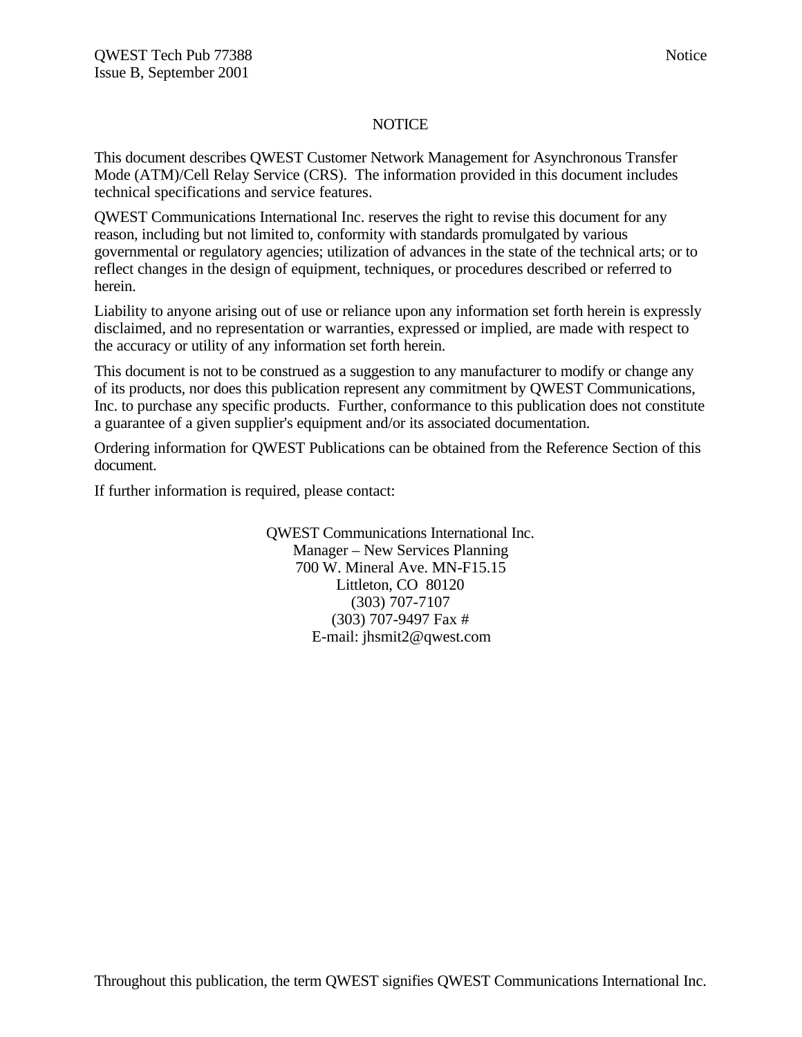# NOTICE

This document describes QWEST Customer Network Management for Asynchronous Transfer Mode (ATM)/Cell Relay Service (CRS). The information provided in this document includes technical specifications and service features.

QWEST Communications International Inc. reserves the right to revise this document for any reason, including but not limited to, conformity with standards promulgated by various governmental or regulatory agencies; utilization of advances in the state of the technical arts; or to reflect changes in the design of equipment, techniques, or procedures described or referred to herein.

Liability to anyone arising out of use or reliance upon any information set forth herein is expressly disclaimed, and no representation or warranties, expressed or implied, are made with respect to the accuracy or utility of any information set forth herein.

This document is not to be construed as a suggestion to any manufacturer to modify or change any of its products, nor does this publication represent any commitment by QWEST Communications, Inc. to purchase any specific products. Further, conformance to this publication does not constitute a guarantee of a given supplier's equipment and/or its associated documentation.

Ordering information for QWEST Publications can be obtained from the Reference Section of this document.

If further information is required, please contact:

QWEST Communications International Inc.
Manager – New Services Planning
700 W. Mineral Ave. MN-F15.15
Littleton, CO 80120
(303) 707-7107
(303) 707-9497 Fax #
E-mail: jhsmit2@qwest.com

Throughout this publication, the term QWEST signifies QWEST Communications International Inc.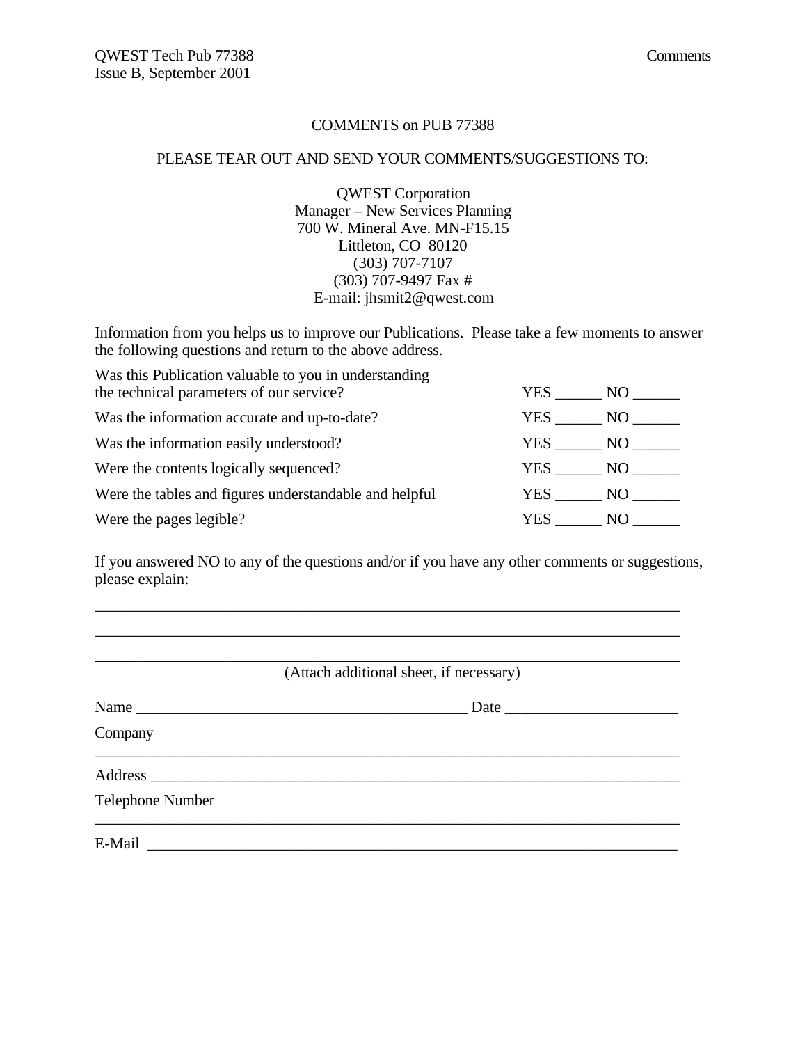# COMMENTS on PUB 77388

PLEASE TEAR OUT AND SEND YOUR COMMENTS/SUGGESTIONS TO:

QWEST Corporation
Manager – New Services Planning
700 W. Mineral Ave. MN-F15.15
Littleton, CO 80120
(303) 707-7107
(303) 707-9497 Fax #
E-mail: jhsmit2@qwest.com

Information from you helps us to improve our Publications. Please take a few moments to answer the following questions and return to the above address.

| | |
|---|---|
| Was this Publication valuable to you in understanding the technical parameters of our service? | YES ______ NO ______ |
| Was the information accurate and up-to-date? | YES ______ NO ______ |
| Was the information easily understood? | YES ______ NO ______ |
| Were the contents logically sequenced? | YES ______ NO ______ |
| Were the tables and figures understandable and helpful | YES ______ NO ______ |
| Were the pages legible? | YES ______ NO ______ |

If you answered NO to any of the questions and/or if you have any other comments or suggestions, please explain:

________________________________________________________________________________

________________________________________________________________________________

________________________________________________________________________________

(Attach additional sheet, if necessary)

Name ____________________________________________ Date ______________________

Company

________________________________________________________________________________

Address ___________________________________________________________________

Telephone Number

________________________________________________________________________________

E-Mail ____________________________________________________________________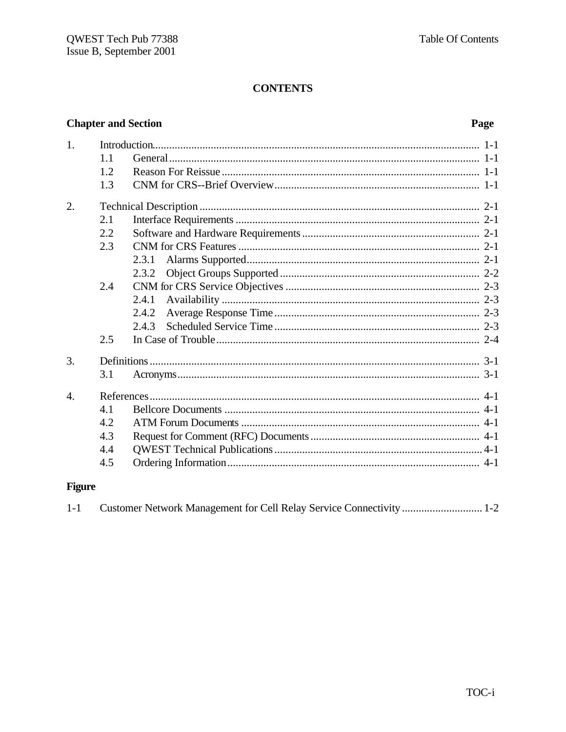## CONTENTS

| Chapter and Section | | | Page |
|---|---|---|---|
| 1. | Introduction | | 1-1 |
| | 1.1 | General | 1-1 |
| | 1.2 | Reason For Reissue | 1-1 |
| | 1.3 | CNM for CRS--Brief Overview | 1-1 |
| 2. | Technical Description | | 2-1 |
| | 2.1 | Interface Requirements | 2-1 |
| | 2.2 | Software and Hardware Requirements | 2-1 |
| | 2.3 | CNM for CRS Features | 2-1 |
| | | 2.3.1 Alarms Supported | 2-1 |
| | | 2.3.2 Object Groups Supported | 2-2 |
| | 2.4 | CNM for CRS Service Objectives | 2-3 |
| | | 2.4.1 Availability | 2-3 |
| | | 2.4.2 Average Response Time | 2-3 |
| | | 2.4.3 Scheduled Service Time | 2-3 |
| | 2.5 | In Case of Trouble | 2-4 |
| 3. | Definitions | | 3-1 |
| | 3.1 | Acronyms | 3-1 |
| 4. | References | | 4-1 |
| | 4.1 | Bellcore Documents | 4-1 |
| | 4.2 | ATM Forum Documents | 4-1 |
| | 4.3 | Request for Comment (RFC) Documents | 4-1 |
| | 4.4 | QWEST Technical Publications | 4-1 |
| | 4.5 | Ordering Information | 4-1 |

**Figure**

| | | |
|---|---|---|
| 1-1 | Customer Network Management for Cell Relay Service Connectivity | 1-2 |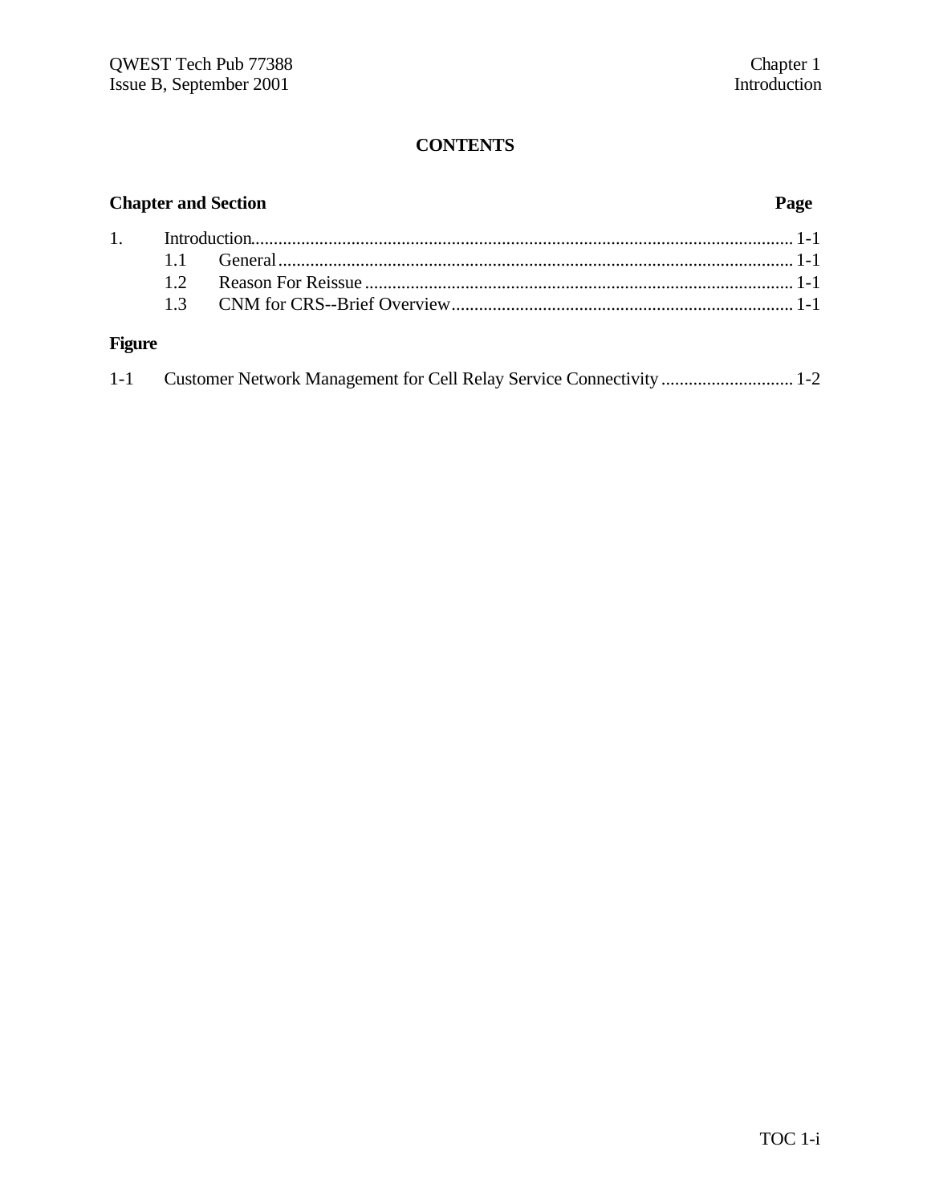# CONTENTS

**Chapter and Section** **Page**

1. Introduction.......................................................................................................................1-1
   - 1.1 General.................................................................................................................1-1
   - 1.2 Reason For Reissue..............................................................................................1-1
   - 1.3 CNM for CRS--Brief Overview...........................................................................1-1

**Figure**

1-1 Customer Network Management for Cell Relay Service Connectivity.............................1-2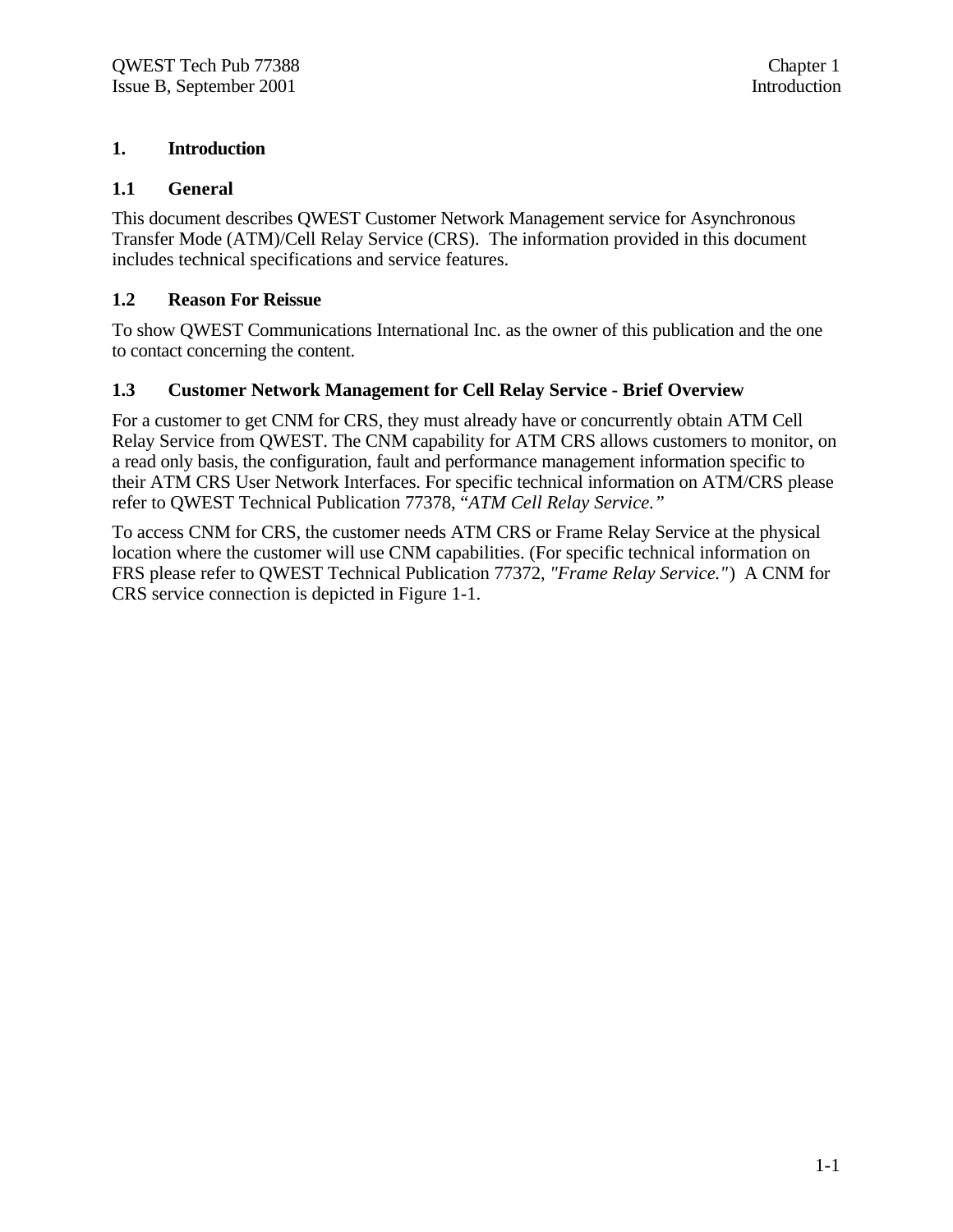# 1. Introduction

## 1.1 General

This document describes QWEST Customer Network Management service for Asynchronous Transfer Mode (ATM)/Cell Relay Service (CRS). The information provided in this document includes technical specifications and service features.

## 1.2 Reason For Reissue

To show QWEST Communications International Inc. as the owner of this publication and the one to contact concerning the content.

## 1.3 Customer Network Management for Cell Relay Service - Brief Overview

For a customer to get CNM for CRS, they must already have or concurrently obtain ATM Cell Relay Service from QWEST. The CNM capability for ATM CRS allows customers to monitor, on a read only basis, the configuration, fault and performance management information specific to their ATM CRS User Network Interfaces. For specific technical information on ATM/CRS please refer to QWEST Technical Publication 77378, *"ATM Cell Relay Service."*

To access CNM for CRS, the customer needs ATM CRS or Frame Relay Service at the physical location where the customer will use CNM capabilities. (For specific technical information on FRS please refer to QWEST Technical Publication 77372, *"Frame Relay Service."*) A CNM for CRS service connection is depicted in Figure 1-1.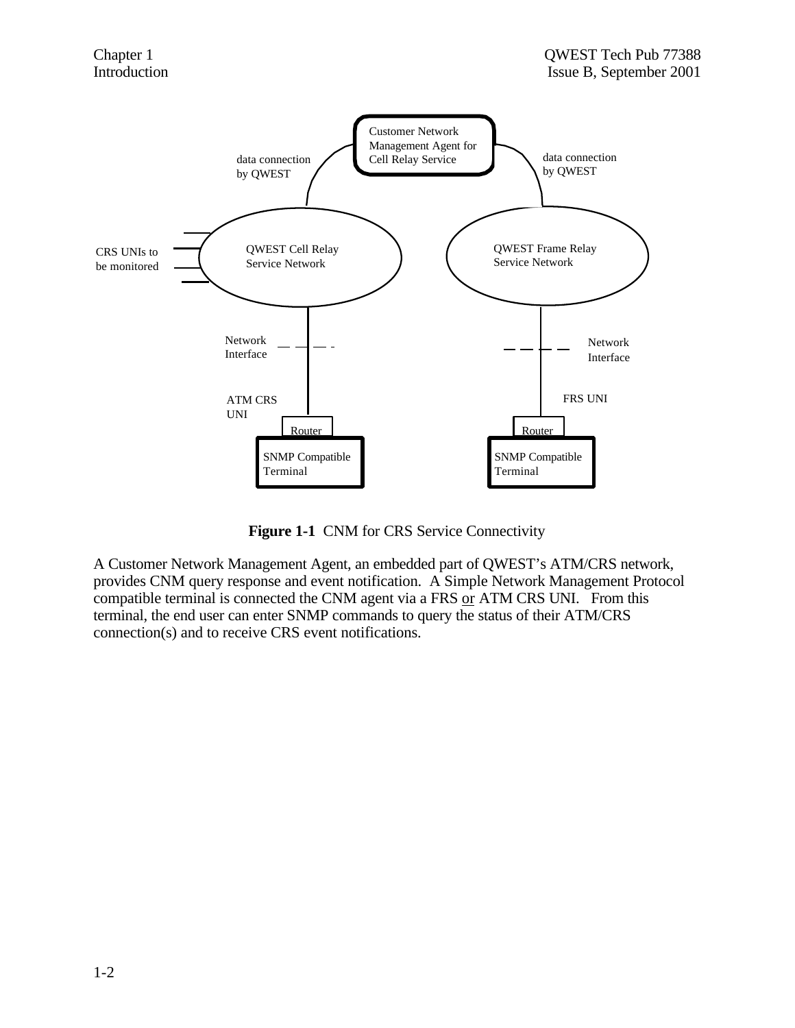**Figure 1-1** CNM for CRS Service Connectivity

A Customer Network Management Agent, an embedded part of QWEST's ATM/CRS network, provides CNM query response and event notification. A Simple Network Management Protocol compatible terminal is connected the CNM agent via a FRS or ATM CRS UNI. From this terminal, the end user can enter SNMP commands to query the status of their ATM/CRS connection(s) and to receive CRS event notifications.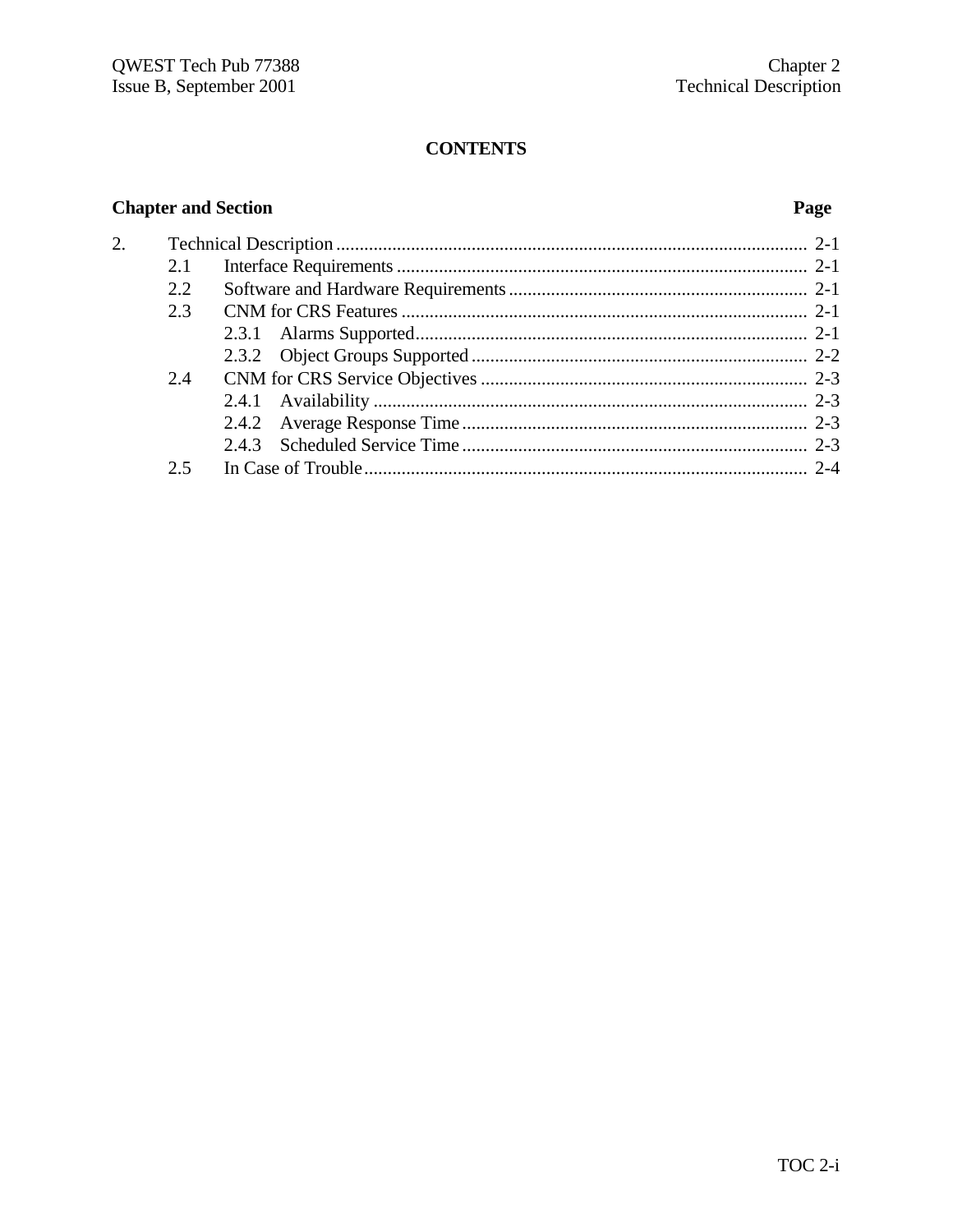# CONTENTS

| Chapter and Section | | | Page |
|---|---|---|---|
| 2. | Technical Description | | 2-1 |
| | 2.1 | Interface Requirements | 2-1 |
| | 2.2 | Software and Hardware Requirements | 2-1 |
| | 2.3 | CNM for CRS Features | 2-1 |
| | | 2.3.1 Alarms Supported | 2-1 |
| | | 2.3.2 Object Groups Supported | 2-2 |
| | 2.4 | CNM for CRS Service Objectives | 2-3 |
| | | 2.4.1 Availability | 2-3 |
| | | 2.4.2 Average Response Time | 2-3 |
| | | 2.4.3 Scheduled Service Time | 2-3 |
| | 2.5 | In Case of Trouble | 2-4 |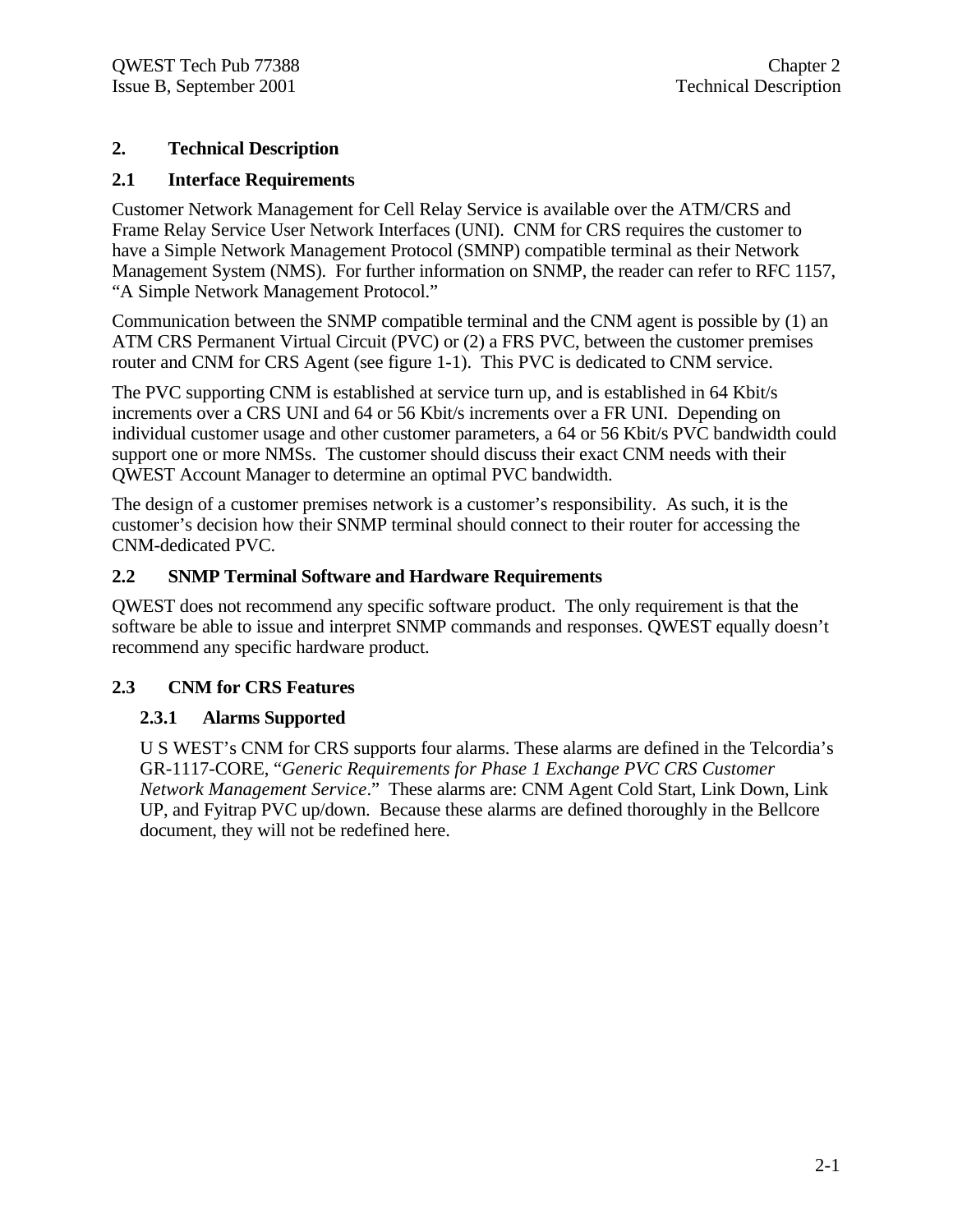# 2. Technical Description

## 2.1 Interface Requirements

Customer Network Management for Cell Relay Service is available over the ATM/CRS and Frame Relay Service User Network Interfaces (UNI). CNM for CRS requires the customer to have a Simple Network Management Protocol (SMNP) compatible terminal as their Network Management System (NMS). For further information on SNMP, the reader can refer to RFC 1157, “A Simple Network Management Protocol.”

Communication between the SNMP compatible terminal and the CNM agent is possible by (1) an ATM CRS Permanent Virtual Circuit (PVC) or (2) a FRS PVC, between the customer premises router and CNM for CRS Agent (see figure 1-1). This PVC is dedicated to CNM service.

The PVC supporting CNM is established at service turn up, and is established in 64 Kbit/s increments over a CRS UNI and 64 or 56 Kbit/s increments over a FR UNI. Depending on individual customer usage and other customer parameters, a 64 or 56 Kbit/s PVC bandwidth could support one or more NMSs. The customer should discuss their exact CNM needs with their QWEST Account Manager to determine an optimal PVC bandwidth.

The design of a customer premises network is a customer’s responsibility. As such, it is the customer’s decision how their SNMP terminal should connect to their router for accessing the CNM-dedicated PVC.

## 2.2 SNMP Terminal Software and Hardware Requirements

QWEST does not recommend any specific software product. The only requirement is that the software be able to issue and interpret SNMP commands and responses. QWEST equally doesn’t recommend any specific hardware product.

## 2.3 CNM for CRS Features

### 2.3.1 Alarms Supported

U S WEST’s CNM for CRS supports four alarms. These alarms are defined in the Telcordia’s GR-1117-CORE, “*Generic Requirements for Phase 1 Exchange PVC CRS Customer Network Management Service*.” These alarms are: CNM Agent Cold Start, Link Down, Link UP, and Fyitrap PVC up/down. Because these alarms are defined thoroughly in the Bellcore document, they will not be redefined here.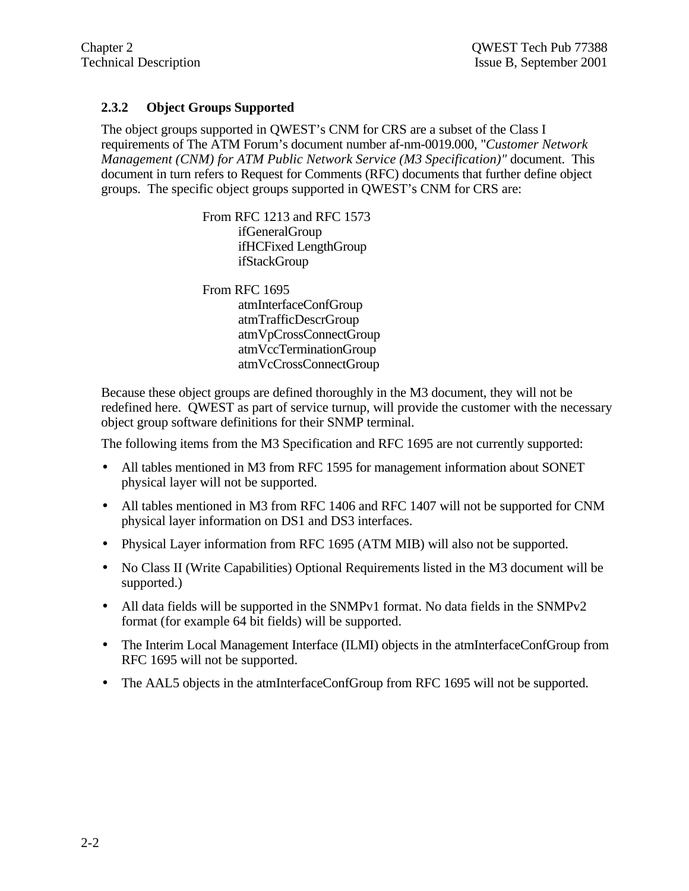### 2.3.2 Object Groups Supported

The object groups supported in QWEST's CNM for CRS are a subset of the Class I requirements of The ATM Forum's document number af-nm-0019.000, "*Customer Network Management (CNM) for ATM Public Network Service (M3 Specification)"* document. This document in turn refers to Request for Comments (RFC) documents that further define object groups. The specific object groups supported in QWEST's CNM for CRS are:

From RFC 1213 and RFC 1573

- ifGeneralGroup
- ifHCFixed LengthGroup
- ifStackGroup

From RFC 1695

- atmInterfaceConfGroup
- atmTrafficDescrGroup
- atmVpCrossConnectGroup
- atmVccTerminationGroup
- atmVcCrossConnectGroup

Because these object groups are defined thoroughly in the M3 document, they will not be redefined here. QWEST as part of service turnup, will provide the customer with the necessary object group software definitions for their SNMP terminal.

The following items from the M3 Specification and RFC 1695 are not currently supported:

- All tables mentioned in M3 from RFC 1595 for management information about SONET physical layer will not be supported.
- All tables mentioned in M3 from RFC 1406 and RFC 1407 will not be supported for CNM physical layer information on DS1 and DS3 interfaces.
- Physical Layer information from RFC 1695 (ATM MIB) will also not be supported.
- No Class II (Write Capabilities) Optional Requirements listed in the M3 document will be supported.)
- All data fields will be supported in the SNMPv1 format. No data fields in the SNMPv2 format (for example 64 bit fields) will be supported.
- The Interim Local Management Interface (ILMI) objects in the atmInterfaceConfGroup from RFC 1695 will not be supported.
- The AAL5 objects in the atmInterfaceConfGroup from RFC 1695 will not be supported.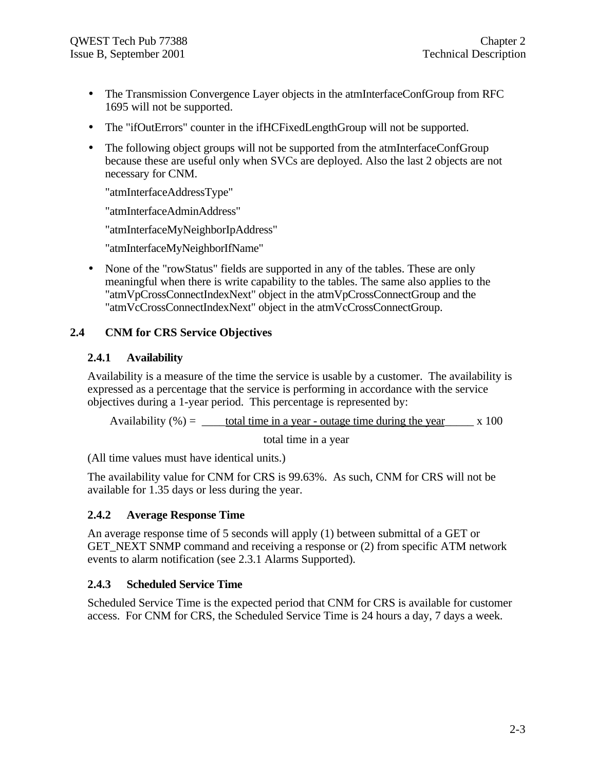- The Transmission Convergence Layer objects in the atmInterfaceConfGroup from RFC 1695 will not be supported.
- The "ifOutErrors" counter in the ifHCFixedLengthGroup will not be supported.
- The following object groups will not be supported from the atmInterfaceConfGroup because these are useful only when SVCs are deployed. Also the last 2 objects are not necessary for CNM.

  "atmInterfaceAddressType"

  "atmInterfaceAdminAddress"

  "atmInterfaceMyNeighborIpAddress"

  "atmInterfaceMyNeighborIfName"

- None of the "rowStatus" fields are supported in any of the tables. These are only meaningful when there is write capability to the tables. The same also applies to the "atmVpCrossConnectIndexNext" object in the atmVpCrossConnectGroup and the "atmVcCrossConnectIndexNext" object in the atmVcCrossConnectGroup.

## 2.4 CNM for CRS Service Objectives

### 2.4.1 Availability

Availability is a measure of the time the service is usable by a customer. The availability is expressed as a percentage that the service is performing in accordance with the service objectives during a 1-year period. This percentage is represented by:

$$\text{Availability (\%)} = \frac{\text{total time in a year - outage time during the year}}{\text{total time in a year}} \times 100$$

(All time values must have identical units.)

The availability value for CNM for CRS is 99.63%. As such, CNM for CRS will not be available for 1.35 days or less during the year.

### 2.4.2 Average Response Time

An average response time of 5 seconds will apply (1) between submittal of a GET or GET_NEXT SNMP command and receiving a response or (2) from specific ATM network events to alarm notification (see 2.3.1 Alarms Supported).

### 2.4.3 Scheduled Service Time

Scheduled Service Time is the expected period that CNM for CRS is available for customer access. For CNM for CRS, the Scheduled Service Time is 24 hours a day, 7 days a week.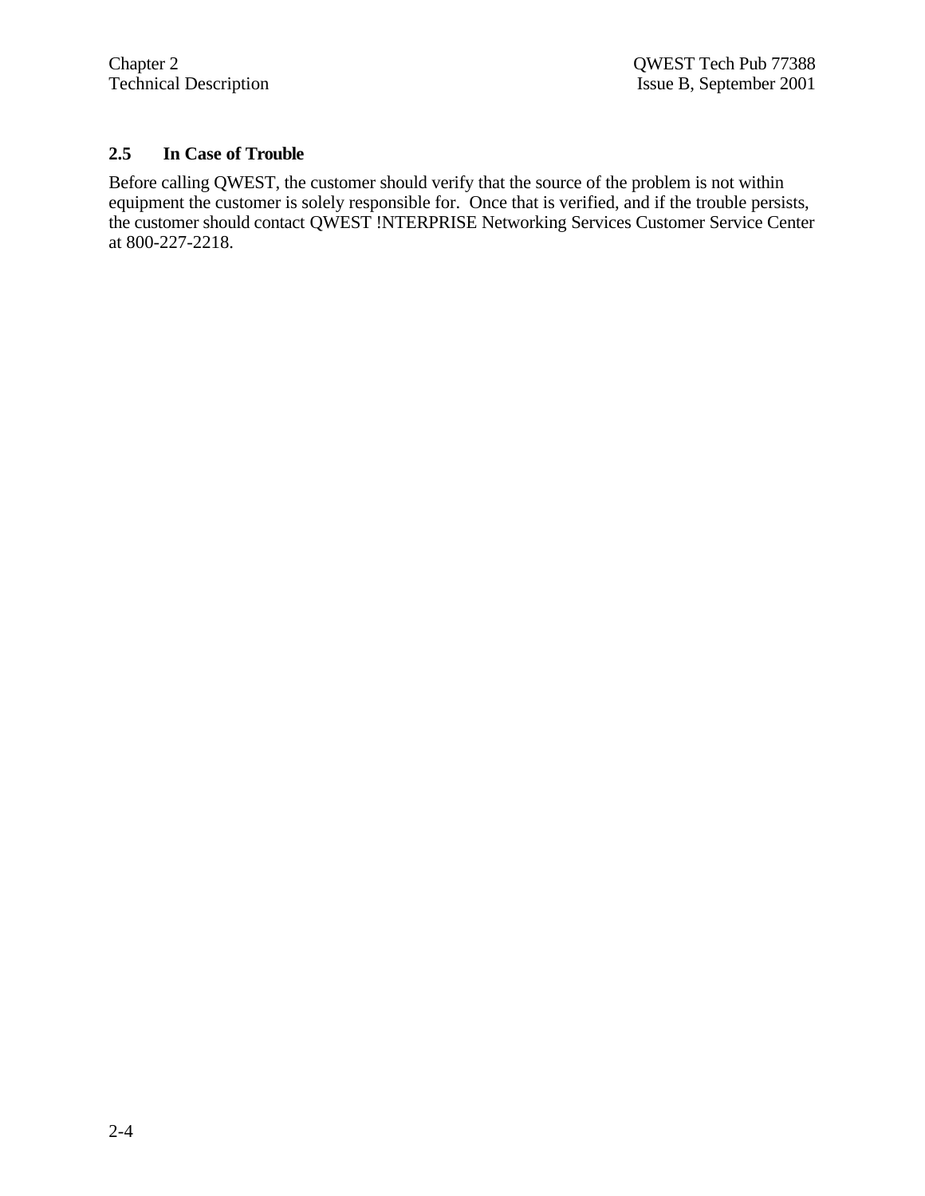## 2.5 In Case of Trouble

Before calling QWEST, the customer should verify that the source of the problem is not within equipment the customer is solely responsible for. Once that is verified, and if the trouble persists, the customer should contact QWEST !NTERPRISE Networking Services Customer Service Center at 800-227-2218.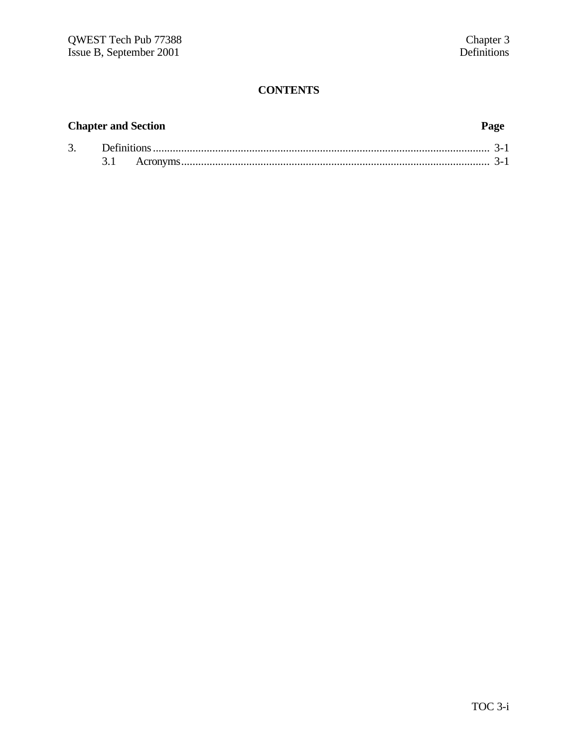# CONTENTS

| Chapter and Section | Page |
|---|---|
| 3. Definitions | 3-1 |
| 3.1 Acronyms | 3-1 |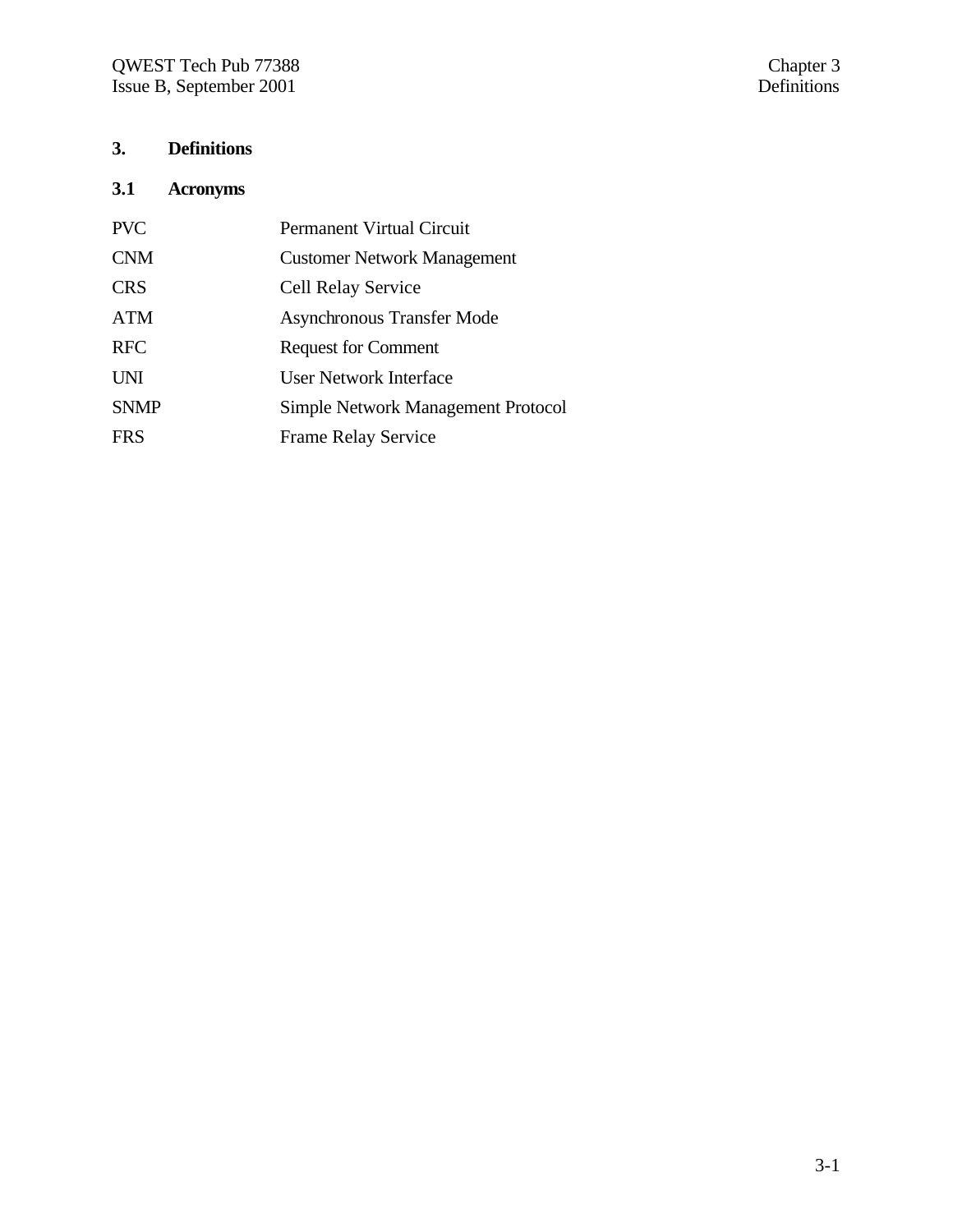# 3. Definitions

## 3.1 Acronyms

| | |
|---|---|
| PVC | Permanent Virtual Circuit |
| CNM | Customer Network Management |
| CRS | Cell Relay Service |
| ATM | Asynchronous Transfer Mode |
| RFC | Request for Comment |
| UNI | User Network Interface |
| SNMP | Simple Network Management Protocol |
| FRS | Frame Relay Service |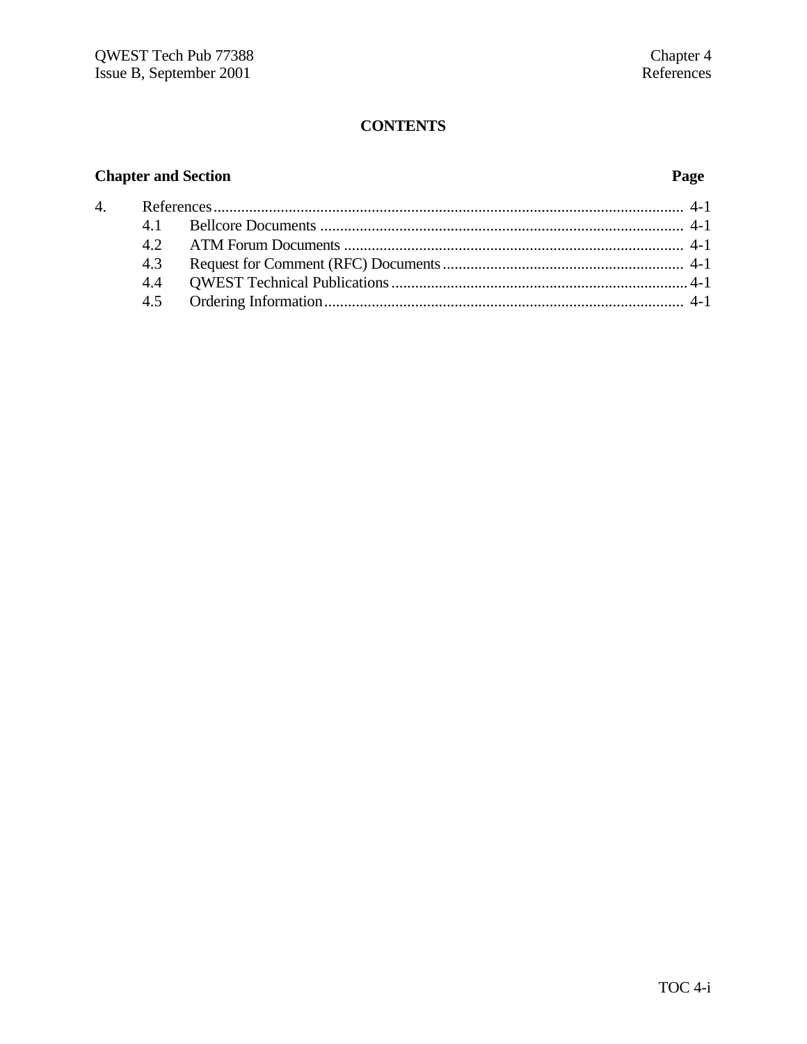# CONTENTS

| Chapter and Section | | Page |
|---|---|---|
| 4. | References | 4-1 |
| 4.1 | Bellcore Documents | 4-1 |
| 4.2 | ATM Forum Documents | 4-1 |
| 4.3 | Request for Comment (RFC) Documents | 4-1 |
| 4.4 | QWEST Technical Publications | 4-1 |
| 4.5 | Ordering Information | 4-1 |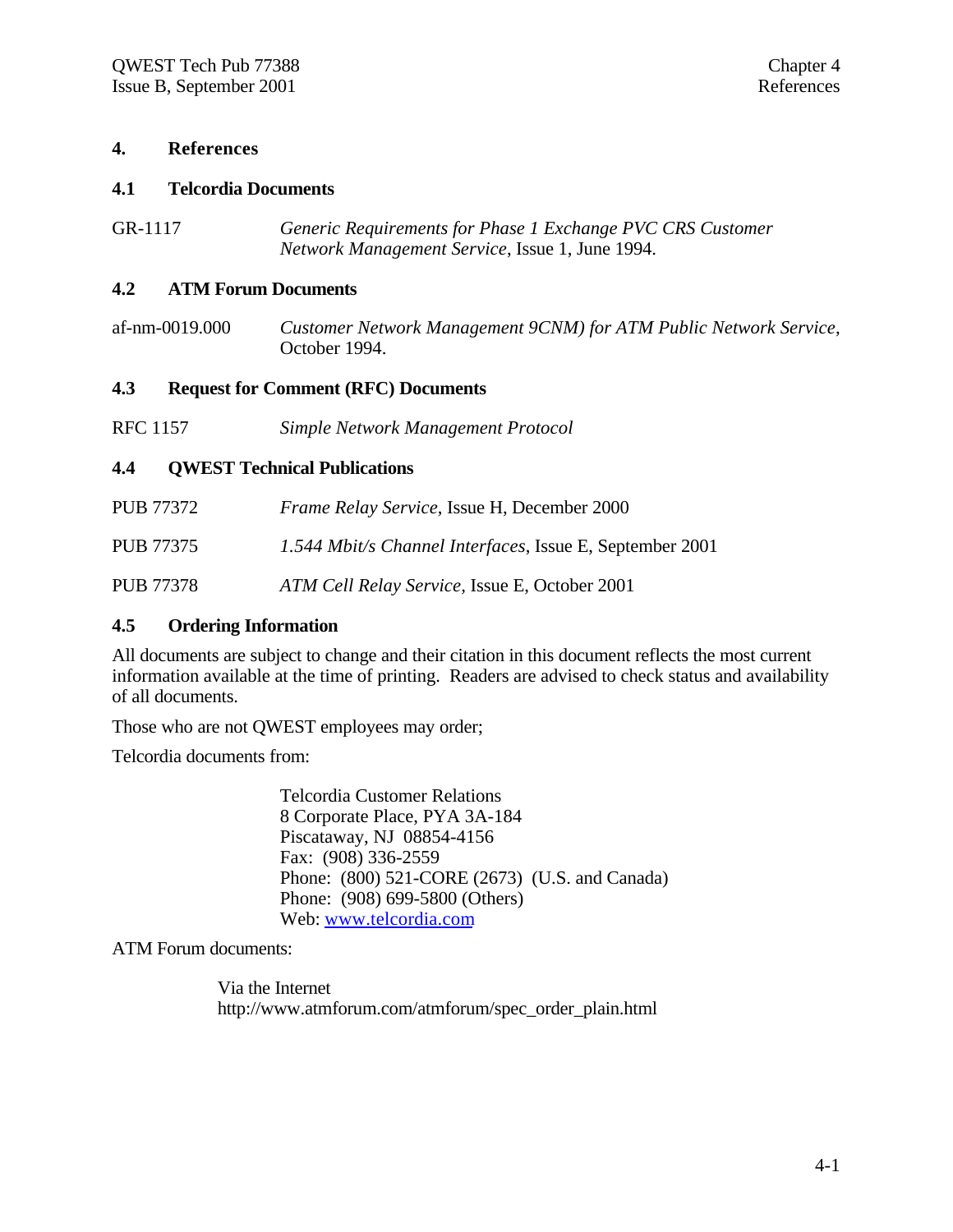# 4. References

## 4.1 Telcordia Documents

GR-1117 *Generic Requirements for Phase 1 Exchange PVC CRS Customer Network Management Service*, Issue 1, June 1994.

## 4.2 ATM Forum Documents

af-nm-0019.000 *Customer Network Management 9CNM) for ATM Public Network Service*, October 1994.

## 4.3 Request for Comment (RFC) Documents

RFC 1157 *Simple Network Management Protocol*

## 4.4 QWEST Technical Publications

PUB 77372 *Frame Relay Service*, Issue H, December 2000

PUB 77375 *1.544 Mbit/s Channel Interfaces*, Issue E, September 2001

PUB 77378 *ATM Cell Relay Service*, Issue E, October 2001

## 4.5 Ordering Information

All documents are subject to change and their citation in this document reflects the most current information available at the time of printing. Readers are advised to check status and availability of all documents.

Those who are not QWEST employees may order;

Telcordia documents from:

Telcordia Customer Relations
8 Corporate Place, PYA 3A-184
Piscataway, NJ 08854-4156
Fax: (908) 336-2559
Phone: (800) 521-CORE (2673) (U.S. and Canada)
Phone: (908) 699-5800 (Others)
Web: www.telcordia.com

ATM Forum documents:

Via the Internet
http://www.atmforum.com/atmforum/spec_order_plain.html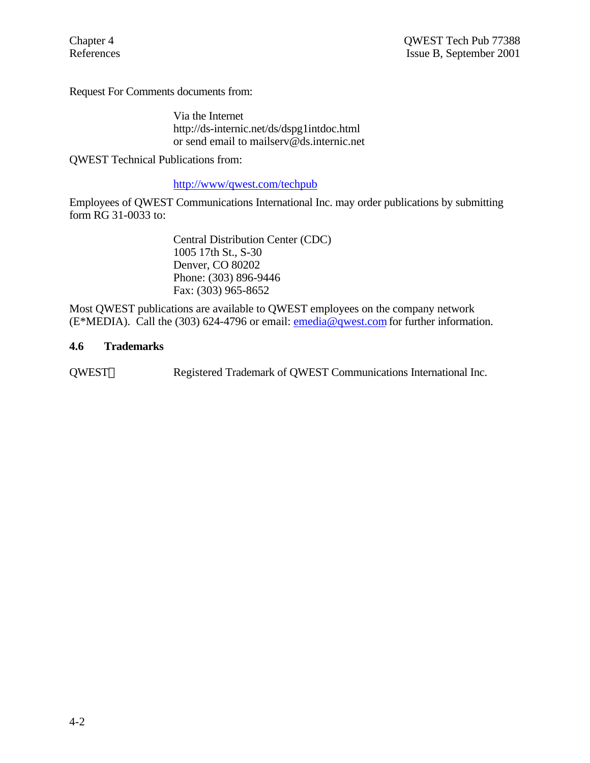Request For Comments documents from:

Via the Internet
http://ds-internic.net/ds/dspg1intdoc.html
or send email to mailserv@ds.internic.net

QWEST Technical Publications from:

http://www/qwest.com/techpub

Employees of QWEST Communications International Inc. may order publications by submitting form RG 31-0033 to:

Central Distribution Center (CDC)
1005 17th St., S-30
Denver, CO 80202
Phone: (303) 896-9446
Fax: (303) 965-8652

Most QWEST publications are available to QWEST employees on the company network (E*MEDIA). Call the (303) 624-4796 or email: emedia@qwest.com for further information.

## 4.6 Trademarks

| | |
|---|---|
| QWEST® | Registered Trademark of QWEST Communications International Inc. |